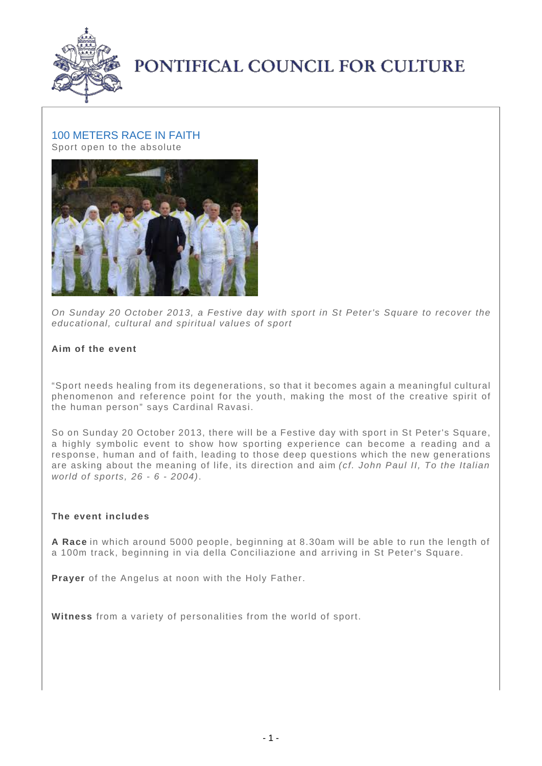# PONTIFICAL COUNCIL FOR CULTURE

## 100 METERS RACE IN FAITH

Sport open to the absolute

*On Sunday 20 October 2013, a Festive day with sport in St Peter's Square to recover the educational, cultural and spiritual values of sport*

**Aim of the event**

"Sport needs healing from its degenerations, so that it becomes again a meaningful cultural phenomenon and reference point for the youth, making the most of the creative spirit of the human person" says Cardinal Ravasi.

So on Sunday 20 October 2013, there will be a Festive day with sport in St Peter's Square, a highly symbolic event to show how sporting experience can become a reading and a response, human and of faith, leading to those deep questions which the new generations are asking about the meaning of life, its direction and aim *(cf. John Paul II, To the Italian world of sports, 26 - 6 - 2004)*.

**The event includes**

**A Race** in which around 5000 people, beginning at 8.30am will be able to run the length of a 100m track, beginning in via della Conciliazione and arriving in St Peter's Square.

**Prayer** of the Angelus at noon with the Holy Father.

**Witness** from a variety of personalities from the world of sport.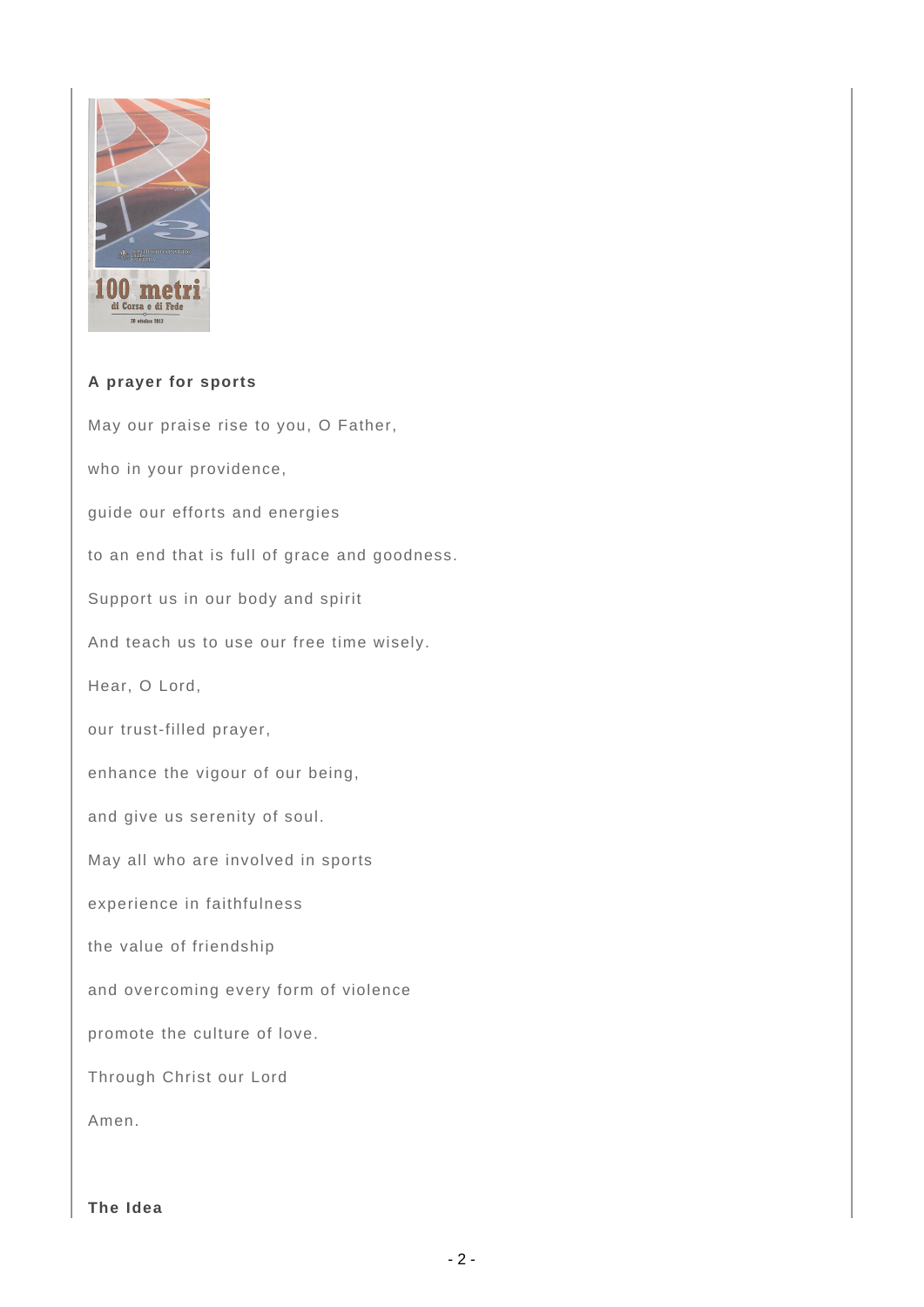**A prayer for sports**

May our praise rise to you, O Father,

who in your providence,

guide our efforts and energies

to an end that is full of grace and goodness.

Support us in our body and spirit

And teach us to use our free time wisely.

Hear, O Lord,

our trust-filled prayer,

enhance the vigour of our being,

and give us serenity of soul.

May all who are involved in sports

experience in faithfulness

the value of friendship

and overcoming every form of violence

promote the culture of love.

Through Christ our Lord

Amen.

**The Idea**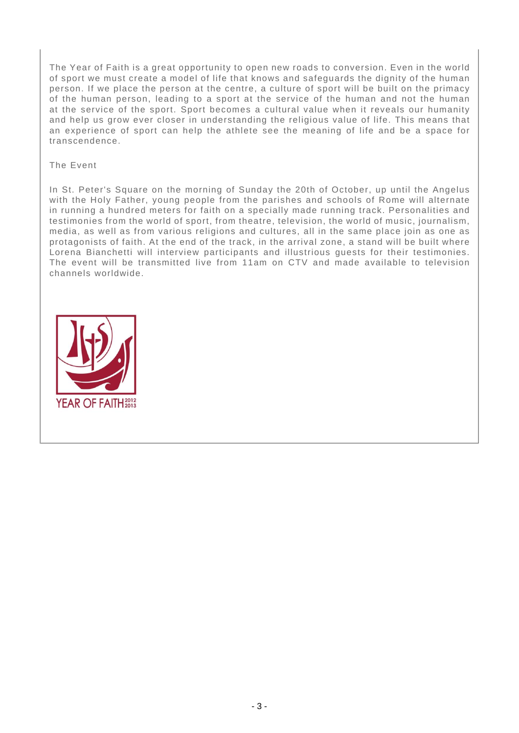The Year of Faith is a great opportunity to open new roads to conversion. Even in the world of sport we must create a model of life that knows and safeguards the dignity of the human person. If we place the person at the centre, a culture of sport will be built on the primacy of the human person, leading to a sport at the service of the human and not the human at the service of the sport. Sport becomes a cultural value when it reveals our humanity and help us grow ever closer in understanding the religious value of life. This means that an experience of sport can help the athlete see the meaning of life and be a space for transcendence.

The Event

In St. Peter's Square on the morning of Sunday the 20th of October, up until the Angelus with the Holy Father, young people from the parishes and schools of Rome will alternate in running a hundred meters for faith on a specially made running track. Personalities and testimonies from the world of sport, from theatre, television, the world of music, journalism, media, as well as from various religions and cultures, all in the same place join as one as protagonists of faith. At the end of the track, in the arrival zone, a stand will be built where Lorena Bianchetti will interview participants and illustrious guests for their testimonies. The event will be transmitted live from 11am on CTV and made available to television channels worldwide.

YEAR OF FAITH 2012 2013